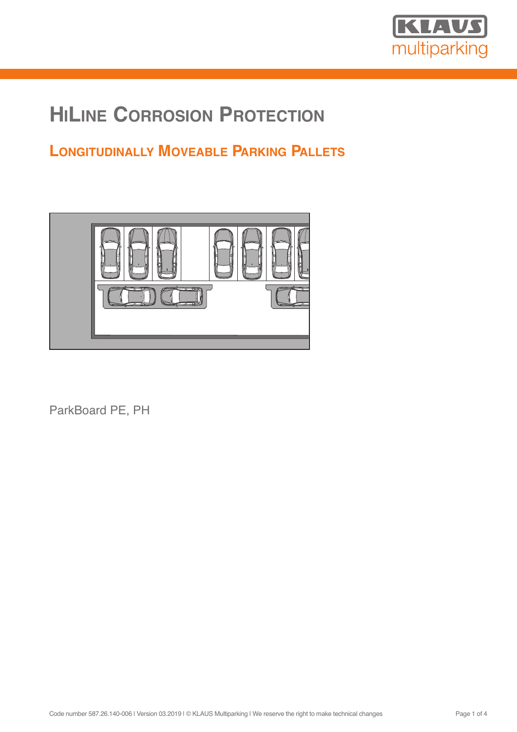# HiLine Corrosion Protection

## Longitudinally Moveable Parking Pallets

ParkBoard PE, PH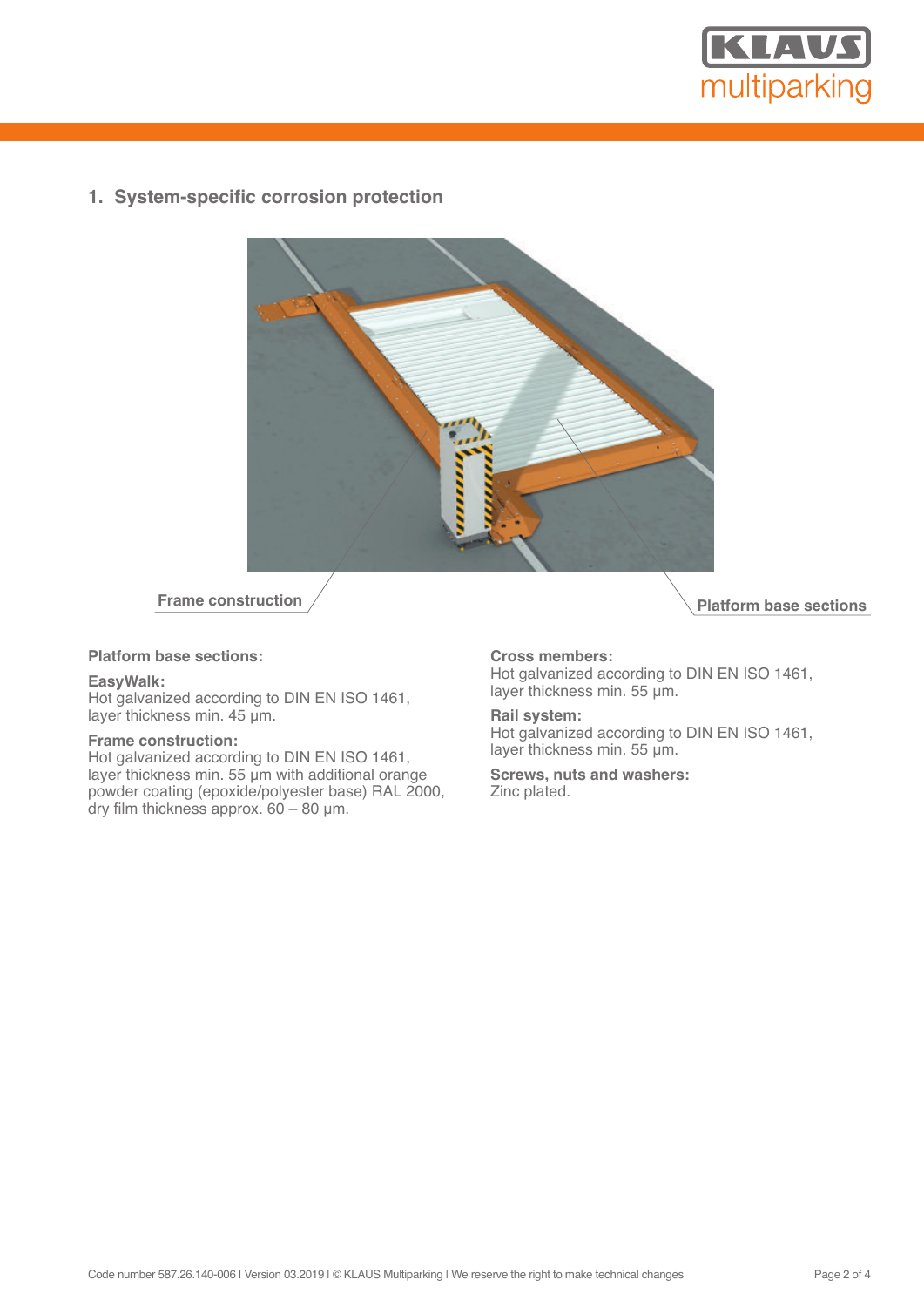## 1. System-specific corrosion protection

Frame construction

Platform base sections

**Platform base sections:**

**EasyWalk:**
Hot galvanized according to DIN EN ISO 1461, layer thickness min. 45 µm.

**Frame construction:**
Hot galvanized according to DIN EN ISO 1461, layer thickness min. 55 µm with additional orange powder coating (epoxide/polyester base) RAL 2000, dry film thickness approx. 60 – 80 µm.

**Cross members:**
Hot galvanized according to DIN EN ISO 1461, layer thickness min. 55 µm.

**Rail system:**
Hot galvanized according to DIN EN ISO 1461, layer thickness min. 55 µm.

**Screws, nuts and washers:**
Zinc plated.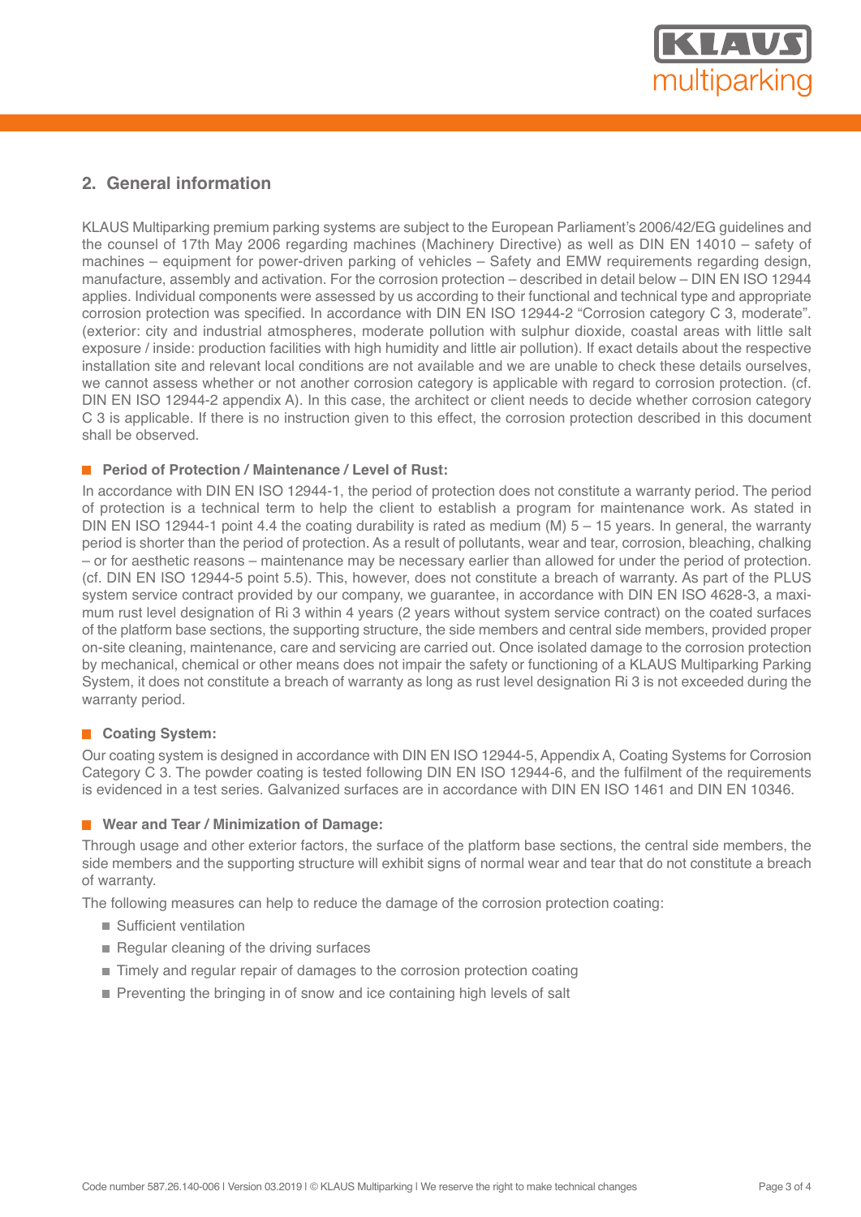## 2. General information

KLAUS Multiparking premium parking systems are subject to the European Parliament's 2006/42/EG guidelines and the counsel of 17th May 2006 regarding machines (Machinery Directive) as well as DIN EN 14010 – safety of machines – equipment for power-driven parking of vehicles – Safety and EMW requirements regarding design, manufacture, assembly and activation. For the corrosion protection – described in detail below – DIN EN ISO 12944 applies. Individual components were assessed by us according to their functional and technical type and appropriate corrosion protection was specified. In accordance with DIN EN ISO 12944-2 "Corrosion category C 3, moderate". (exterior: city and industrial atmospheres, moderate pollution with sulphur dioxide, coastal areas with little salt exposure / inside: production facilities with high humidity and little air pollution). If exact details about the respective installation site and relevant local conditions are not available and we are unable to check these details ourselves, we cannot assess whether or not another corrosion category is applicable with regard to corrosion protection. (cf. DIN EN ISO 12944-2 appendix A). In this case, the architect or client needs to decide whether corrosion category C 3 is applicable. If there is no instruction given to this effect, the corrosion protection described in this document shall be observed.

### Period of Protection / Maintenance / Level of Rust:

In accordance with DIN EN ISO 12944-1, the period of protection does not constitute a warranty period. The period of protection is a technical term to help the client to establish a program for maintenance work. As stated in DIN EN ISO 12944-1 point 4.4 the coating durability is rated as medium (M) 5 – 15 years. In general, the warranty period is shorter than the period of protection. As a result of pollutants, wear and tear, corrosion, bleaching, chalking – or for aesthetic reasons – maintenance may be necessary earlier than allowed for under the period of protection. (cf. DIN EN ISO 12944-5 point 5.5). This, however, does not constitute a breach of warranty. As part of the PLUS system service contract provided by our company, we guarantee, in accordance with DIN EN ISO 4628-3, a maximum rust level designation of Ri 3 within 4 years (2 years without system service contract) on the coated surfaces of the platform base sections, the supporting structure, the side members and central side members, provided proper on-site cleaning, maintenance, care and servicing are carried out. Once isolated damage to the corrosion protection by mechanical, chemical or other means does not impair the safety or functioning of a KLAUS Multiparking Parking System, it does not constitute a breach of warranty as long as rust level designation Ri 3 is not exceeded during the warranty period.

### Coating System:

Our coating system is designed in accordance with DIN EN ISO 12944-5, Appendix A, Coating Systems for Corrosion Category C 3. The powder coating is tested following DIN EN ISO 12944-6, and the fulfilment of the requirements is evidenced in a test series. Galvanized surfaces are in accordance with DIN EN ISO 1461 and DIN EN 10346.

### Wear and Tear / Minimization of Damage:

Through usage and other exterior factors, the surface of the platform base sections, the central side members, the side members and the supporting structure will exhibit signs of normal wear and tear that do not constitute a breach of warranty.

The following measures can help to reduce the damage of the corrosion protection coating:

- Sufficient ventilation
- Regular cleaning of the driving surfaces
- Timely and regular repair of damages to the corrosion protection coating
- Preventing the bringing in of snow and ice containing high levels of salt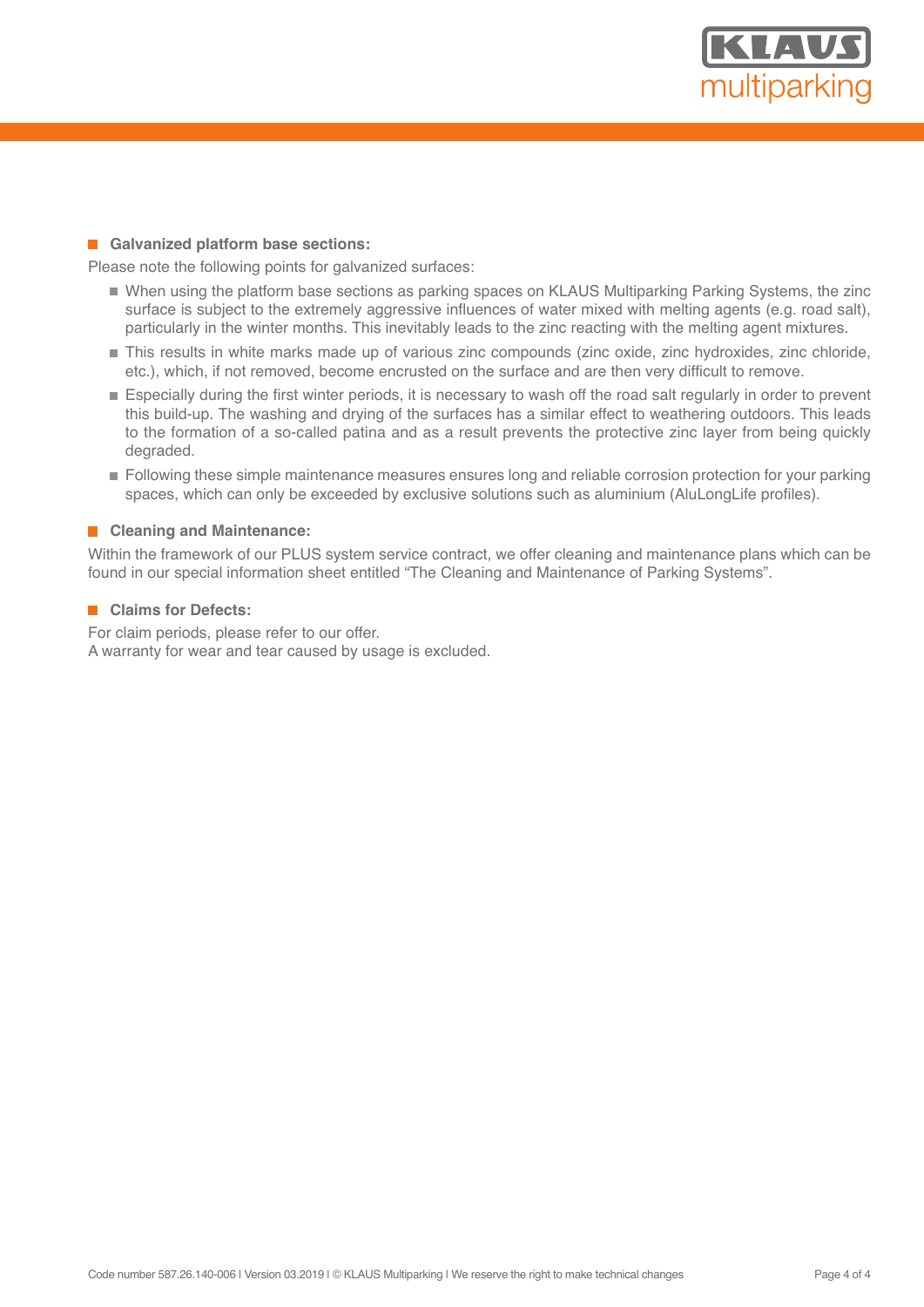## Galvanized platform base sections:

Please note the following points for galvanized surfaces:

- When using the platform base sections as parking spaces on KLAUS Multiparking Parking Systems, the zinc surface is subject to the extremely aggressive influences of water mixed with melting agents (e.g. road salt), particularly in the winter months. This inevitably leads to the zinc reacting with the melting agent mixtures.
- This results in white marks made up of various zinc compounds (zinc oxide, zinc hydroxides, zinc chloride, etc.), which, if not removed, become encrusted on the surface and are then very difficult to remove.
- Especially during the first winter periods, it is necessary to wash off the road salt regularly in order to prevent this build-up. The washing and drying of the surfaces has a similar effect to weathering outdoors. This leads to the formation of a so-called patina and as a result prevents the protective zinc layer from being quickly degraded.
- Following these simple maintenance measures ensures long and reliable corrosion protection for your parking spaces, which can only be exceeded by exclusive solutions such as aluminium (AluLongLife profiles).

## Cleaning and Maintenance:

Within the framework of our PLUS system service contract, we offer cleaning and maintenance plans which can be found in our special information sheet entitled “The Cleaning and Maintenance of Parking Systems”.

## Claims for Defects:

For claim periods, please refer to our offer.
A warranty for wear and tear caused by usage is excluded.